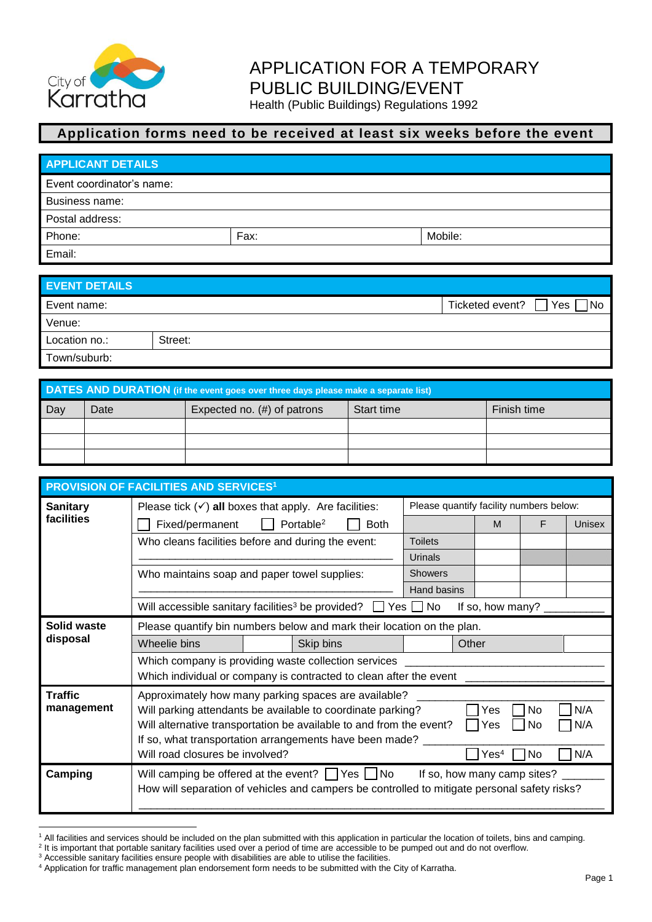City of Karratha

# APPLICATION FOR A TEMPORARY PUBLIC BUILDING/EVENT

Health (Public Buildings) Regulations 1992

**Application forms need to be received at least six weeks before the event**

## APPLICANT DETAILS

| | | |
|---|---|---|
| Event coordinator's name: | | |
| Business name: | | |
| Postal address: | | |
| Phone: | Fax: | Mobile: |
| Email: | | |

## EVENT DETAILS

| | |
|---|---|
| Event name: | Ticketed event? ☐ Yes ☐ No |
| Venue: | |
| Location no.: | Street: |
| Town/suburb: | |

## DATES AND DURATION (if the event goes over three days please make a separate list)

| Day | Date | Expected no. (#) of patrons | Start time | Finish time |
|---|---|---|---|---|
| | | | | |
| | | | | |
| | | | | |

## PROVISION OF FACILITIES AND SERVICES[1]

### Sanitary facilities

Please tick (✓) **all** boxes that apply. Are facilities:

☐ Fixed/permanent ☐ Portable[2] ☐ Both

Who cleans facilities before and during the event: ______________________

Who maintains soap and paper towel supplies: ______________________

Please quantify facility numbers below:

| | M | F | Unisex |
|---|---|---|---|
| Toilets | | | |
| Urinals | | | |
| Showers | | | |
| Hand basins | | | |

Will accessible sanitary facilities[3] be provided? ☐ Yes ☐ No If so, how many? __________

### Solid waste disposal

Please quantify bin numbers below and mark their location on the plan.

| Wheelie bins | | Skip bins | | Other | |
|---|---|---|---|---|---|

Which company is providing waste collection services ______________________

Which individual or company is contracted to clean after the event ______________________

### Traffic management

Approximately how many parking spaces are available? ______________________

Will parking attendants be available to coordinate parking? ☐ Yes ☐ No ☐ N/A

Will alternative transportation be available to and from the event? ☐ Yes ☐ No ☐ N/A

If so, what transportation arrangements have been made? ______________________

Will road closures be involved? ☐ Yes[4] ☐ No ☐ N/A

### Camping

Will camping be offered at the event? ☐ Yes ☐ No If so, how many camp sites? ______

How will separation of vehicles and campers be controlled to mitigate personal safety risks?

______________________________________________

---

[1] All facilities and services should be included on the plan submitted with this application in particular the location of toilets, bins and camping.

[2] It is important that portable sanitary facilities used over a period of time are accessible to be pumped out and do not overflow.

[3] Accessible sanitary facilities ensure people with disabilities are able to utilise the facilities.

[4] Application for traffic management plan endorsement form needs to be submitted with the City of Karratha.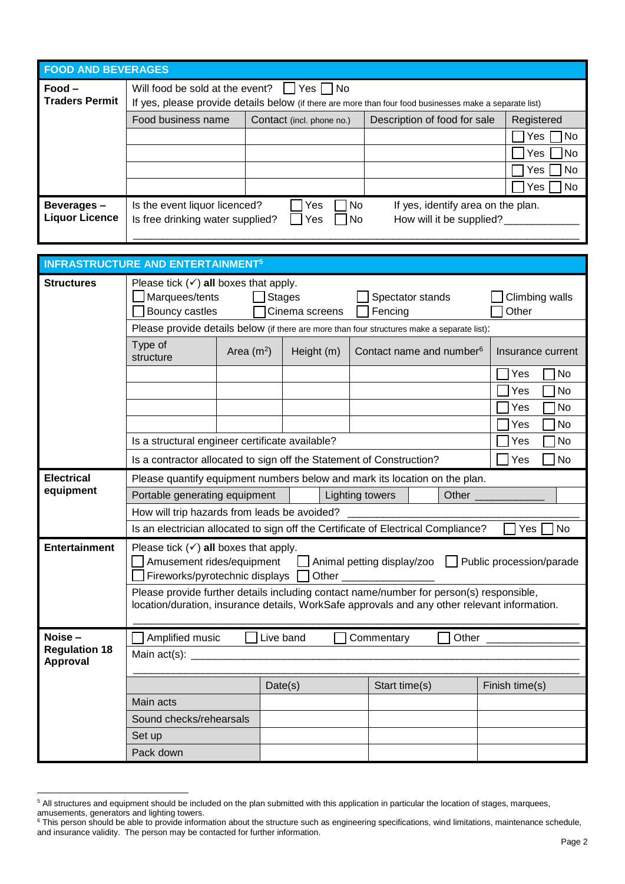## FOOD AND BEVERAGES

**Food – Traders Permit**

Will food be sold at the event? ☐ Yes ☐ No

If yes, please provide details below (if there are more than four food businesses make a separate list)

| Food business name | Contact (incl. phone no.) | Description of food for sale | Registered |
|---|---|---|---|
| | | | ☐ Yes ☐ No |
| | | | ☐ Yes ☐ No |
| | | | ☐ Yes ☐ No |
| | | | ☐ Yes ☐ No |

**Beverages – Liquor Licence**

Is the event liquor licenced? ☐ Yes ☐ No If yes, identify area on the plan.

Is free drinking water supplied? ☐ Yes ☐ No How will it be supplied? ____________

_______________________________________________________________

## INFRASTRUCTURE AND ENTERTAINMENT[5]

**Structures**

Please tick (✓) **all** boxes that apply.

☐ Marquees/tents ☐ Stages ☐ Spectator stands ☐ Climbing walls

☐ Bouncy castles ☐ Cinema screens ☐ Fencing ☐ Other

Please provide details below (if there are more than four structures make a separate list):

| Type of structure | Area ($m^2$) | Height (m) | Contact name and number[6] | Insurance current |
|---|---|---|---|---|
| | | | | ☐ Yes ☐ No |
| | | | | ☐ Yes ☐ No |
| | | | | ☐ Yes ☐ No |
| | | | | ☐ Yes ☐ No |

Is a structural engineer certificate available? ☐ Yes ☐ No

Is a contractor allocated to sign off the Statement of Construction? ☐ Yes ☐ No

**Electrical equipment**

Please quantify equipment numbers below and mark its location on the plan.

| Portable generating equipment | | Lighting towers | | Other ____________ | |
|---|---|---|---|---|---|

How will trip hazards from leads be avoided? ____________________________

Is an electrician allocated to sign off the Certificate of Electrical Compliance? ☐ Yes ☐ No

**Entertainment**

Please tick (✓) **all** boxes that apply.

☐ Amusement rides/equipment ☐ Animal petting display/zoo ☐ Public procession/parade

☐ Fireworks/pyrotechnic displays ☐ Other ______________

Please provide further details including contact name/number for person(s) responsible, location/duration, insurance details, WorkSafe approvals and any other relevant information.

_______________________________________________________________

**Noise – Regulation 18 Approval**

☐ Amplified music ☐ Live band ☐ Commentary ☐ Other ______________

Main act(s): ____________________________________________________

_______________________________________________________________

| | Date(s) | Start time(s) | Finish time(s) |
|---|---|---|---|
| Main acts | | | |
| Sound checks/rehearsals | | | |
| Set up | | | |
| Pack down | | | |

---

[5] All structures and equipment should be included on the plan submitted with this application in particular the location of stages, marquees, amusements, generators and lighting towers.

[6] This person should be able to provide information about the structure such as engineering specifications, wind limitations, maintenance schedule, and insurance validity. The person may be contacted for further information.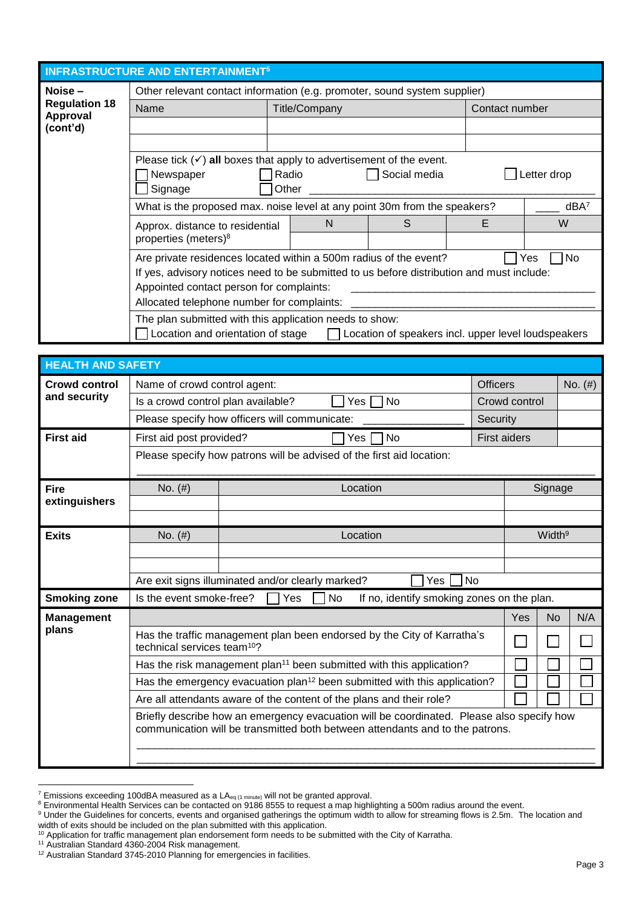## INFRASTRUCTURE AND ENTERTAINMENT[5]

**Noise – Regulation 18 Approval (cont'd)**

Other relevant contact information (e.g. promoter, sound system supplier)

| Name | Title/Company | Contact number |
|---|---|---|
| | | |
| | | |

Please tick (✓) **all** boxes that apply to advertisement of the event.

☐ Newspaper ☐ Radio ☐ Social media ☐ Letter drop
☐ Signage ☐ Other ______________________________

What is the proposed max. noise level at any point 30m from the speakers? ____ dBA[7]

| Approx. distance to residential properties (meters)[8] | N | S | E | W |
|---|---|---|---|---|
| | | | | |

Are private residences located within a 500m radius of the event? ☐ Yes ☐ No

If yes, advisory notices need to be submitted to us before distribution and must include:

Appointed contact person for complaints: ________________________________

Allocated telephone number for complaints: ________________________________

The plan submitted with this application needs to show:

☐ Location and orientation of stage ☐ Location of speakers incl. upper level loudspeakers

## HEALTH AND SAFETY

**Crowd control and security**

| | | Officers | No. (#) |
|---|---|---|---|
| Name of crowd control agent: | | | |
| Is a crowd control plan available? | ☐ Yes ☐ No | Crowd control | |
| Please specify how officers will communicate: ______________ | | Security | |

**First aid**

| | | | |
|---|---|---|---|
| First aid post provided? | ☐ Yes ☐ No | First aiders | |

Please specify how patrons will be advised of the first aid location:

________________________________________________________________

**Fire extinguishers**

| No. (#) | Location | Signage |
|---|---|---|
| | | |
| | | |

**Exits**

| No. (#) | Location | Width[9] |
|---|---|---|
| | | |
| | | |

Are exit signs illuminated and/or clearly marked? ☐ Yes ☐ No

**Smoking zone**

Is the event smoke-free? ☐ Yes ☐ No If no, identify smoking zones on the plan.

**Management plans**

| | Yes | No | N/A |
|---|---|---|---|
| Has the traffic management plan been endorsed by the City of Karratha's technical services team[10]? | ☐ | ☐ | ☐ |
| Has the risk management plan[11] been submitted with this application? | ☐ | ☐ | ☐ |
| Has the emergency evacuation plan[12] been submitted with this application? | ☐ | ☐ | ☐ |
| Are all attendants aware of the content of the plans and their role? | ☐ | ☐ | ☐ |

Briefly describe how an emergency evacuation will be coordinated. Please also specify how communication will be transmitted both between attendants and to the patrons.

________________________________________________________________

________________________________________________________________

---

[7] Emissions exceeding 100dBA measured as a $LA_{eq\ (1\ minute)}$ will not be granted approval.

[8] Environmental Health Services can be contacted on 9186 8555 to request a map highlighting a 500m radius around the event.

[9] Under the Guidelines for concerts, events and organised gatherings the optimum width to allow for streaming flows is 2.5m. The location and width of exits should be included on the plan submitted with this application.

[10] Application for traffic management plan endorsement form needs to be submitted with the City of Karratha.

[11] Australian Standard 4360-2004 Risk management.

[12] Australian Standard 3745-2010 Planning for emergencies in facilities.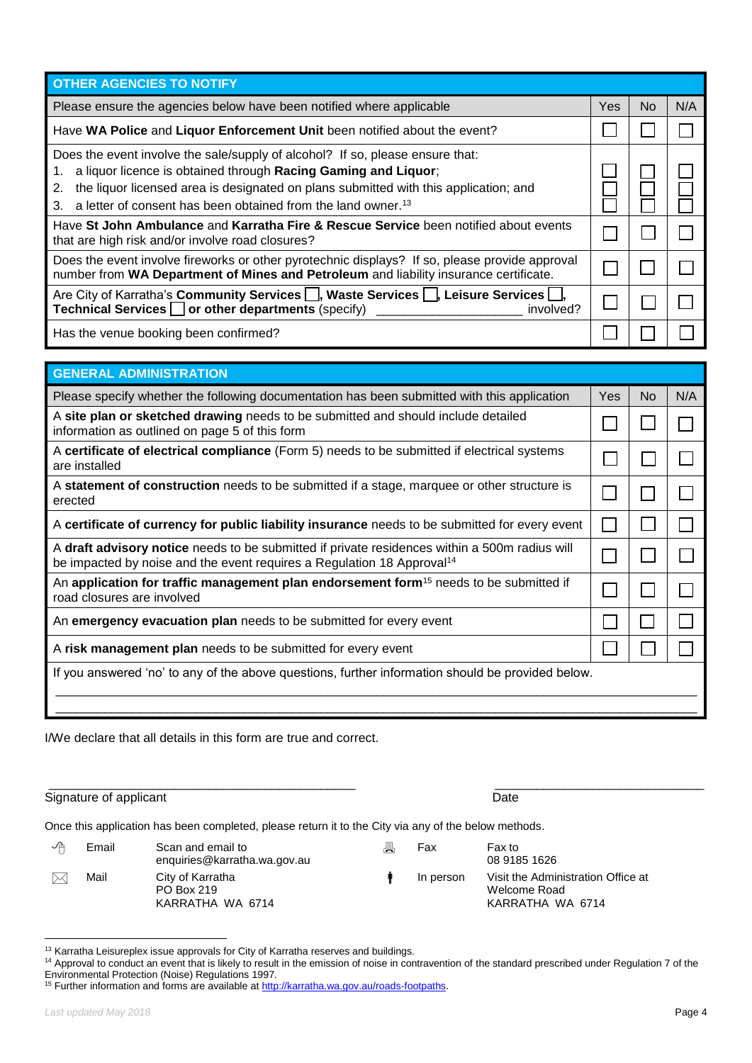| OTHER AGENCIES TO NOTIFY | | | |
|---|---|---|---|
| Please ensure the agencies below have been notified where applicable | Yes | No | N/A |
| Have **WA Police** and **Liquor Enforcement Unit** been notified about the event? | ☐ | ☐ | ☐ |
| Does the event involve the sale/supply of alcohol? If so, please ensure that:<br>1. a liquor licence is obtained through **Racing Gaming and Liquor**;<br>2. the liquor licensed area is designated on plans submitted with this application; and<br>3. a letter of consent has been obtained from the land owner.[13] | ☐<br>☐<br>☐ | ☐<br>☐<br>☐ | ☐<br>☐<br>☐ |
| Have **St John Ambulance** and **Karratha Fire & Rescue Service** been notified about events that are high risk and/or involve road closures? | ☐ | ☐ | ☐ |
| Does the event involve fireworks or other pyrotechnic displays? If so, please provide approval number from **WA Department of Mines and Petroleum** and liability insurance certificate. | ☐ | ☐ | ☐ |
| Are City of Karratha's **Community Services** ☐, **Waste Services** ☐, **Leisure Services** ☐, **Technical Services** ☐ **or other departments** (specify) ____________________ involved? | ☐ | ☐ | ☐ |
| Has the venue booking been confirmed? | ☐ | ☐ | ☐ |

| GENERAL ADMINISTRATION | | | |
|---|---|---|---|
| Please specify whether the following documentation has been submitted with this application | Yes | No | N/A |
| A **site plan or sketched drawing** needs to be submitted and should include detailed information as outlined on page 5 of this form | ☐ | ☐ | ☐ |
| A **certificate of electrical compliance** (Form 5) needs to be submitted if electrical systems are installed | ☐ | ☐ | ☐ |
| A **statement of construction** needs to be submitted if a stage, marquee or other structure is erected | ☐ | ☐ | ☐ |
| A **certificate of currency for public liability insurance** needs to be submitted for every event | ☐ | ☐ | ☐ |
| A **draft advisory notice** needs to be submitted if private residences within a 500m radius will be impacted by noise and the event requires a Regulation 18 Approval[14] | ☐ | ☐ | ☐ |
| An **application for traffic management plan endorsement form**[15] needs to be submitted if road closures are involved | ☐ | ☐ | ☐ |
| An **emergency evacuation plan** needs to be submitted for every event | ☐ | ☐ | ☐ |
| A **risk management plan** needs to be submitted for every event | ☐ | ☐ | ☐ |
| If you answered 'no' to any of the above questions, further information should be provided below.<br>______________________________________________________________________<br>______________________________________________________________________ | | | |

I/We declare that all details in this form are true and correct.

_____________________________________________ ______________________________

Signature of applicant Date

Once this application has been completed, please return it to the City via any of the below methods.

| | | | | |
|---|---|---|---|---|
| Email | Scan and email to enquiries@karratha.wa.gov.au | | Fax | Fax to 08 9185 1626 |
| Mail | City of Karratha<br>PO Box 219<br>KARRATHA WA 6714 | | In person | Visit the Administration Office at<br>Welcome Road<br>KARRATHA WA 6714 |

[13] Karratha Leisureplex issue approvals for City of Karratha reserves and buildings.

[14] Approval to conduct an event that is likely to result in the emission of noise in contravention of the standard prescribed under Regulation 7 of the Environmental Protection (Noise) Regulations 1997.

[15] Further information and forms are available at http://karratha.wa.gov.au/roads-footpaths.

*Last updated May 2018*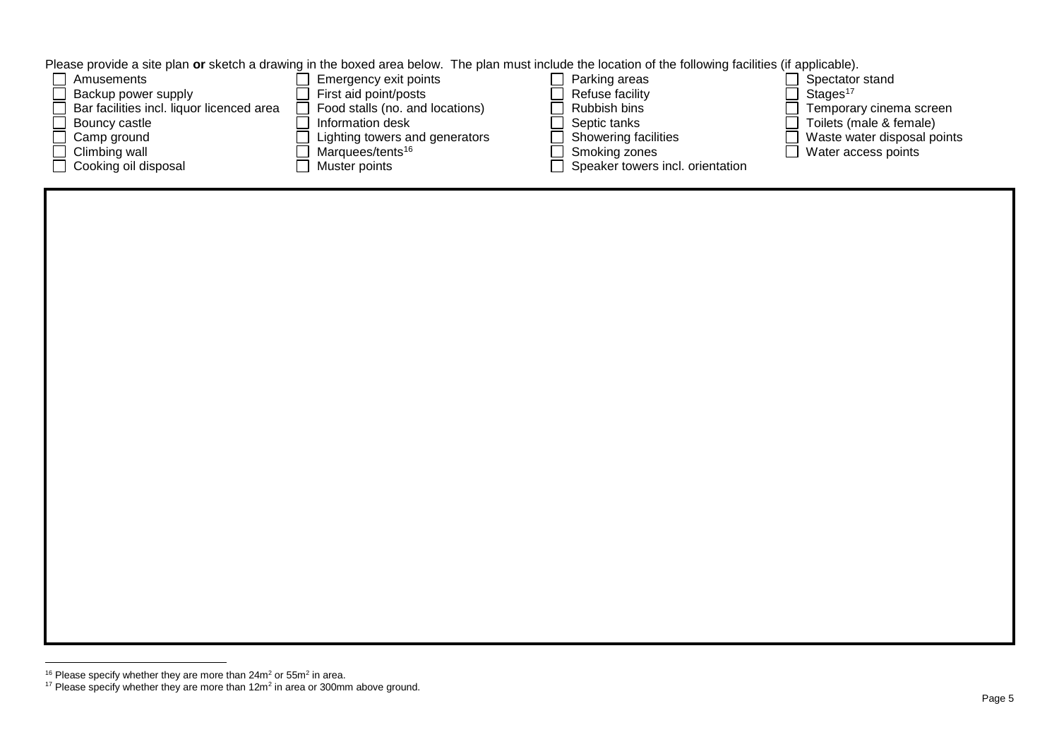Please provide a site plan **or** sketch a drawing in the boxed area below. The plan must include the location of the following facilities (if applicable).

- ☐ Amusements
- ☐ Backup power supply
- ☐ Bar facilities incl. liquor licenced area
- ☐ Bouncy castle
- ☐ Camp ground
- ☐ Climbing wall
- ☐ Cooking oil disposal
- ☐ Emergency exit points
- ☐ First aid point/posts
- ☐ Food stalls (no. and locations)
- ☐ Information desk
- ☐ Lighting towers and generators
- ☐ Marquees/tents[16]
- ☐ Muster points
- ☐ Parking areas
- ☐ Refuse facility
- ☐ Rubbish bins
- ☐ Septic tanks
- ☐ Showering facilities
- ☐ Smoking zones
- ☐ Speaker towers incl. orientation
- ☐ Spectator stand
- ☐ Stages[17]
- ☐ Temporary cinema screen
- ☐ Toilets (male & female)
- ☐ Waste water disposal points
- ☐ Water access points

[16] Please specify whether they are more than $24m^2$ or $55m^2$ in area.

[17] Please specify whether they are more than $12m^2$ in area or 300mm above ground.